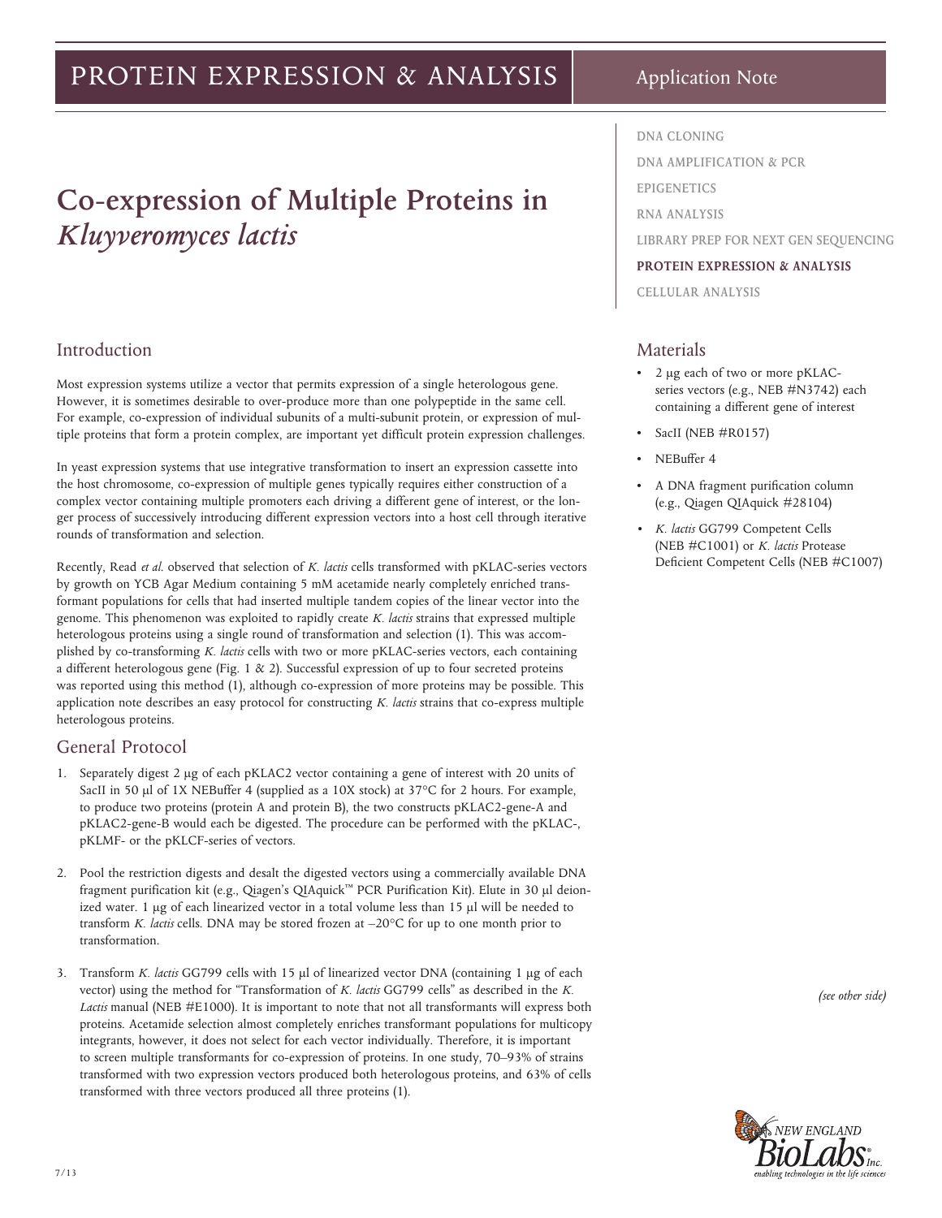# Co-expression of Multiple Proteins in *Kluyveromyces lactis*

## Introduction

Most expression systems utilize a vector that permits expression of a single heterologous gene. However, it is sometimes desirable to over-produce more than one polypeptide in the same cell. For example, co-expression of individual subunits of a multi-subunit protein, or expression of multiple proteins that form a protein complex, are important yet difficult protein expression challenges.

In yeast expression systems that use integrative transformation to insert an expression cassette into the host chromosome, co-expression of multiple genes typically requires either construction of a complex vector containing multiple promoters each driving a different gene of interest, or the longer process of successively introducing different expression vectors into a host cell through iterative rounds of transformation and selection.

Recently, Read *et al.* observed that selection of *K. lactis* cells transformed with pKLAC-series vectors by growth on YCB Agar Medium containing 5 mM acetamide nearly completely enriched transformant populations for cells that had inserted multiple tandem copies of the linear vector into the genome. This phenomenon was exploited to rapidly create *K. lactis* strains that expressed multiple heterologous proteins using a single round of transformation and selection (1). This was accomplished by co-transforming *K. lactis* cells with two or more pKLAC-series vectors, each containing a different heterologous gene (Fig. 1 & 2). Successful expression of up to four secreted proteins was reported using this method (1), although co-expression of more proteins may be possible. This application note describes an easy protocol for constructing *K. lactis* strains that co-express multiple heterologous proteins.

## General Protocol

1. Separately digest 2 µg of each pKLAC2 vector containing a gene of interest with 20 units of SacII in 50 µl of 1X NEBuffer 4 (supplied as a 10X stock) at 37°C for 2 hours. For example, to produce two proteins (protein A and protein B), the two constructs pKLAC2-gene-A and pKLAC2-gene-B would each be digested. The procedure can be performed with the pKLAC-, pKLMF- or the pKLCF-series of vectors.

2. Pool the restriction digests and desalt the digested vectors using a commercially available DNA fragment purification kit (e.g., Qiagen's QIAquick™ PCR Purification Kit). Elute in 30 µl deionized water. 1 µg of each linearized vector in a total volume less than 15 µl will be needed to transform *K. lactis* cells. DNA may be stored frozen at –20°C for up to one month prior to transformation.

3. Transform *K. lactis* GG799 cells with 15 µl of linearized vector DNA (containing 1 µg of each vector) using the method for "Transformation of *K. lactis* GG799 cells" as described in the *K. Lactis* manual (NEB #E1000). It is important to note that not all transformants will express both proteins. Acetamide selection almost completely enriches transformant populations for multicopy integrants, however, it does not select for each vector individually. Therefore, it is important to screen multiple transformants for co-expression of proteins. In one study, 70–93% of strains transformed with two expression vectors produced both heterologous proteins, and 63% of cells transformed with three vectors produced all three proteins (1).

## Materials

- 2 µg each of two or more pKLAC-series vectors (e.g., NEB #N3742) each containing a different gene of interest
- SacII (NEB #R0157)
- NEBuffer 4
- A DNA fragment purification column (e.g., Qiagen QIAquick #28104)
- *K. lactis* GG799 Competent Cells (NEB #C1001) or *K. lactis* Protease Deficient Competent Cells (NEB #C1007)

*(see other side)*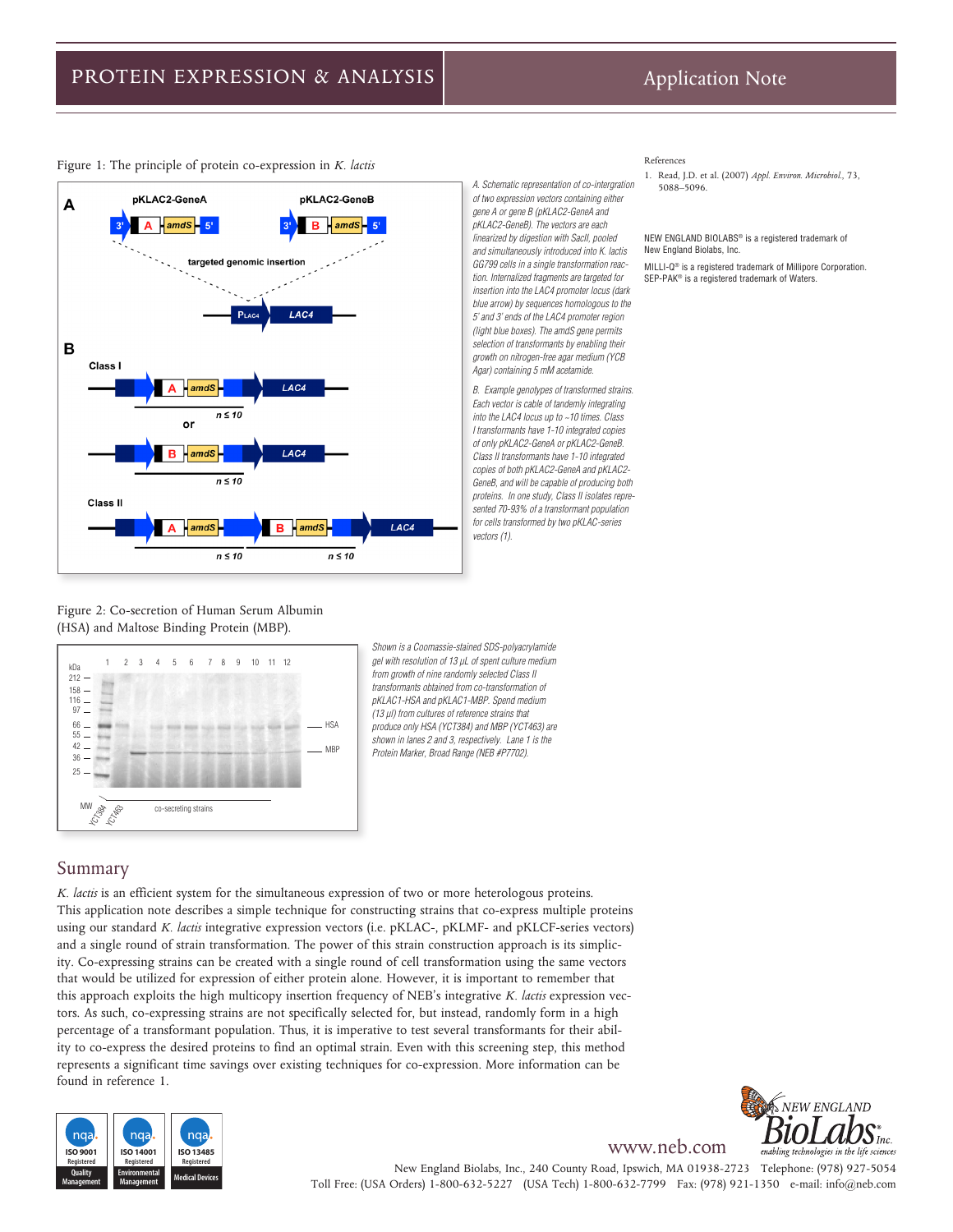Figure 1: The principle of protein co-expression in *K. lactis*

A
pKLAC2-GeneA
pKLAC2-GeneB
3' A amdS 5'
3' B amdS 5'
targeted genomic insertion
PLAC4 LAC4

B
Class I
A amdS LAC4
n ≤ 10
or
B amdS LAC4
n ≤ 10
Class II
A amdS B amdS LAC4
n ≤ 10 n ≤ 10

*A. Schematic representation of co-intergration of two expression vectors containing either gene A or gene B (pKLAC2-GeneA and pKLAC2-GeneB). The vectors are each linearized by digestion with SacII, pooled and simultaneously introduced into K. lactis GG799 cells in a single transformation reaction. Internalized fragments are targeted for insertion into the LAC4 promoter locus (dark blue arrow) by sequences homologous to the 5' and 3' ends of the LAC4 promoter region (light blue boxes). The amdS gene permits selection of transformants by enabling their growth on nitrogen-free agar medium (YCB Agar) containing 5 mM acetamide.*

*B. Example genotypes of transformed strains. Each vector is cable of tandemly integrating into the LAC4 locus up to ~10 times. Class I transformants have 1-10 integrated copies of only pKLAC2-GeneA or pKLAC2-GeneB. Class II transformants have 1-10 integrated copies of both pKLAC2-GeneA and pKLAC2-GeneB, and will be capable of producing both proteins. In one study, Class II isolates represented 70-93% of a transformant population for cells transformed by two pKLAC-series vectors (1).*

References

1. Read, J.D. et al. (2007) *Appl. Environ. Microbiol.*, 73, 5088–5096.

NEW ENGLAND BIOLABS® is a registered trademark of New England Biolabs, Inc.

MILLI-Q® is a registered trademark of Millipore Corporation.
SEP-PAK® is a registered trademark of Waters.

Figure 2: Co-secretion of Human Serum Albumin (HSA) and Maltose Binding Protein (MBP).

kDa
212
158
116
97
66
55
42
36
25
1 2 3 4 5 6 7 8 9 10 11 12
HSA
MBP
MW YCT384 YCT463 co-secreting strains

*Shown is a Coomassie-stained SDS-polyacrylamide gel with resolution of 13 µL of spent culture medium from growth of nine randomly selected Class II transformants obtained from co-transformation of pKLAC1-HSA and pKLAC1-MBP. Spend medium (13 µl) from cultures of reference strains that produce only HSA (YCT384) and MBP (YCT463) are shown in lanes 2 and 3, respectively. Lane 1 is the Protein Marker, Broad Range (NEB #P7702).*

## Summary

*K. lactis* is an efficient system for the simultaneous expression of two or more heterologous proteins. This application note describes a simple technique for constructing strains that co-express multiple proteins using our standard *K. lactis* integrative expression vectors (i.e. pKLAC-, pKLMF- and pKLCF-series vectors) and a single round of strain transformation. The power of this strain construction approach is its simplicity. Co-expressing strains can be created with a single round of cell transformation using the same vectors that would be utilized for expression of either protein alone. However, it is important to remember that this approach exploits the high multicopy insertion frequency of NEB's integrative *K. lactis* expression vectors. As such, co-expressing strains are not specifically selected for, but instead, randomly form in a high percentage of a transformant population. Thus, it is imperative to test several transformants for their ability to co-express the desired proteins to find an optimal strain. Even with this screening step, this method represents a significant time savings over existing techniques for co-expression. More information can be found in reference 1.

www.neb.com

New England Biolabs, Inc., 240 County Road, Ipswich, MA 01938-2723 Telephone: (978) 927-5054
Toll Free: (USA Orders) 1-800-632-5227 (USA Tech) 1-800-632-7799 Fax: (978) 921-1350 e-mail: info@neb.com